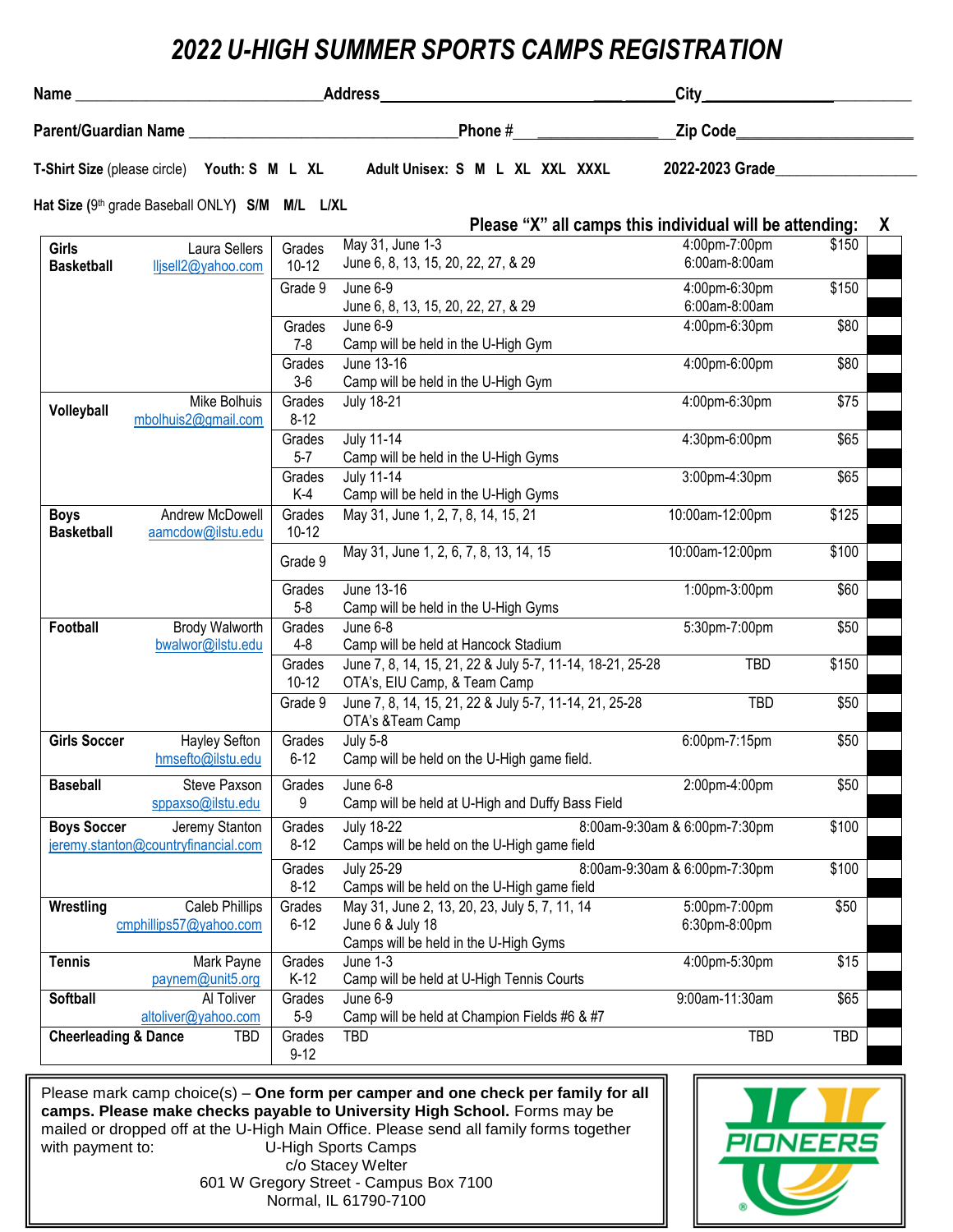# 2022 U-HIGH SUMMER SPORTS CAMPS REGISTRATION

**Name** ______________________________ **Address** ______________________________ **City** ____________________

**Parent/Guardian Name** ______________________________ **Phone #** ____________________ **Zip Code** ____________________

**T-Shirt Size** (please circle) **Youth: S M L XL** **Adult Unisex: S M L XL XXL XXXL** **2022-2023 Grade** ____________________

**Hat Size** (9th grade Baseball ONLY) **S/M M/L L/XL**

**Please "X" all camps this individual will be attending: X**

| Sport | Contact | Grades | Dates / Location | Time | Cost | X |
|---|---|---|---|---|---|---|
| **Girls Basketball** | Laura Sellers lljsell2@yahoo.com | Grades 10-12 | May 31, June 1-3<br>June 6, 8, 13, 15, 20, 22, 27, & 29 | 4:00pm-7:00pm<br>6:00am-8:00am | $150 | |
| | | Grade 9 | June 6-9<br>June 6, 8, 13, 15, 20, 22, 27, & 29 | 4:00pm-6:30pm<br>6:00am-8:00am | $150 | |
| | | Grades 7-8 | June 6-9<br>Camp will be held in the U-High Gym | 4:00pm-6:30pm | $80 | |
| | | Grades 3-6 | June 13-16<br>Camp will be held in the U-High Gym | 4:00pm-6:00pm | $80 | |
| **Volleyball** | Mike Bolhuis mbolhuis2@gmail.com | Grades 8-12 | July 18-21 | 4:00pm-6:30pm | $75 | |
| | | Grades 5-7 | July 11-14<br>Camp will be held in the U-High Gyms | 4:30pm-6:00pm | $65 | |
| | | Grades K-4 | July 11-14<br>Camp will be held in the U-High Gyms | 3:00pm-4:30pm | $65 | |
| **Boys Basketball** | Andrew McDowell aamcdow@ilstu.edu | Grades 10-12 | May 31, June 1, 2, 7, 8, 14, 15, 21 | 10:00am-12:00pm | $125 | |
| | | Grade 9 | May 31, June 1, 2, 6, 7, 8, 13, 14, 15 | 10:00am-12:00pm | $100 | |
| | | Grades 5-8 | June 13-16<br>Camp will be held in the U-High Gyms | 1:00pm-3:00pm | $60 | |
| **Football** | Brody Walworth bwalwor@ilstu.edu | Grades 4-8 | June 6-8<br>Camp will be held at Hancock Stadium | 5:30pm-7:00pm | $50 | |
| | | Grades 10-12 | June 7, 8, 14, 15, 21, 22 & July 5-7, 11-14, 18-21, 25-28<br>OTA's, EIU Camp, & Team Camp | TBD | $150 | |
| | | Grade 9 | June 7, 8, 14, 15, 21, 22 & July 5-7, 11-14, 21, 25-28<br>OTA's &Team Camp | TBD | $50 | |
| **Girls Soccer** | Hayley Sefton hmsefto@ilstu.edu | Grades 6-12 | July 5-8<br>Camp will be held on the U-High game field. | 6:00pm-7:15pm | $50 | |
| **Baseball** | Steve Paxson sppaxso@ilstu.edu | Grades 9 | June 6-8<br>Camp will be held at U-High and Duffy Bass Field | 2:00pm-4:00pm | $50 | |
| **Boys Soccer** | Jeremy Stanton jeremy.stanton@countryfinancial.com | Grades 8-12 | July 18-22<br>Camps will be held on the U-High game field | 8:00am-9:30am & 6:00pm-7:30pm | $100 | |
| | | Grades 8-12 | July 25-29<br>Camps will be held on the U-High game field | 8:00am-9:30am & 6:00pm-7:30pm | $100 | |
| **Wrestling** | Caleb Phillips cmphillips57@yahoo.com | Grades 6-12 | May 31, June 2, 13, 20, 23, July 5, 7, 11, 14<br>June 6 & July 18<br>Camps will be held in the U-High Gyms | 5:00pm-7:00pm<br>6:30pm-8:00pm | $50 | |
| **Tennis** | Mark Payne paynem@unit5.org | Grades K-12 | June 1-3<br>Camp will be held at U-High Tennis Courts | 4:00pm-5:30pm | $15 | |
| **Softball** | Al Toliver altoliver@yahoo.com | Grades 5-9 | June 6-9<br>Camp will be held at Champion Fields #6 & #7 | 9:00am-11:30am | $65 | |
| **Cheerleading & Dance** | TBD | Grades 9-12 | TBD | TBD | TBD | |

Please mark camp choice(s) – **One form per camper and one check per family for all camps. Please make checks payable to University High School.** Forms may be mailed or dropped off at the U-High Main Office. Please send all family forms together with payment to:

U-High Sports Camps
c/o Stacey Welter
601 W Gregory Street - Campus Box 7100
Normal, IL 61790-7100

PIONEERS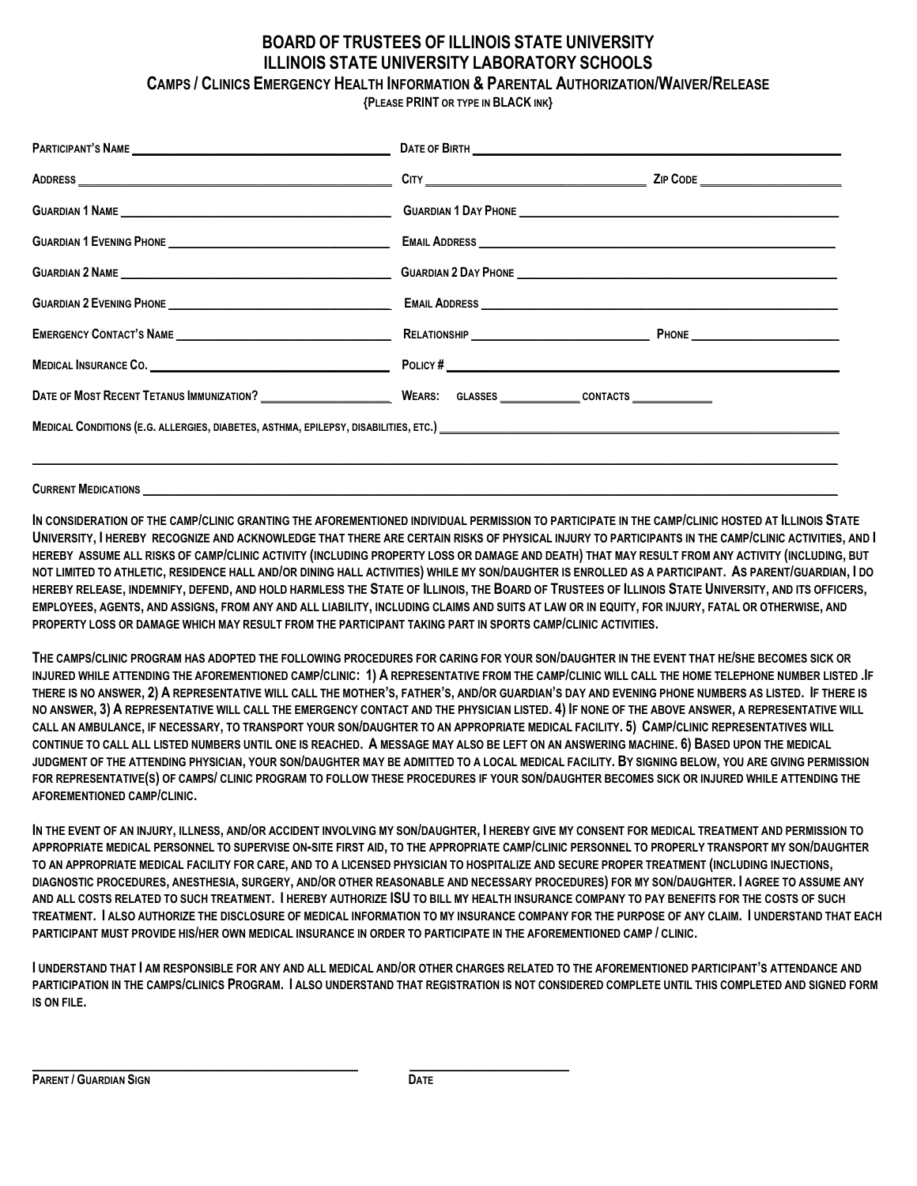# BOARD OF TRUSTEES OF ILLINOIS STATE UNIVERSITY
# ILLINOIS STATE UNIVERSITY LABORATORY SCHOOLS
## CAMPS / CLINICS EMERGENCY HEALTH INFORMATION & PARENTAL AUTHORIZATION/WAIVER/RELEASE

{PLEASE **PRINT** OR TYPE IN **BLACK** INK}

PARTICIPANT'S NAME ______________________ DATE OF BIRTH ______________________

ADDRESS ______________________ CITY ______________________ ZIP CODE ______________________

GUARDIAN 1 NAME ______________________ GUARDIAN 1 DAY PHONE ______________________

GUARDIAN 1 EVENING PHONE ______________________ EMAIL ADDRESS ______________________

GUARDIAN 2 NAME ______________________ GUARDIAN 2 DAY PHONE ______________________

GUARDIAN 2 EVENING PHONE ______________________ EMAIL ADDRESS ______________________

EMERGENCY CONTACT'S NAME ______________________ RELATIONSHIP ______________________ PHONE ______________________

MEDICAL INSURANCE CO. ______________________ POLICY # ______________________

DATE OF MOST RECENT TETANUS IMMUNIZATION? ______________________ WEARS: GLASSES ____________ CONTACTS ____________

MEDICAL CONDITIONS (E.G. ALLERGIES, DIABETES, ASTHMA, EPILEPSY, DISABILITIES, ETC.) ______________________

______________________________________________________________________

CURRENT MEDICATIONS ______________________________________________________________________

**IN CONSIDERATION OF THE CAMP/CLINIC GRANTING THE AFOREMENTIONED INDIVIDUAL PERMISSION TO PARTICIPATE IN THE CAMP/CLINIC HOSTED AT ILLINOIS STATE UNIVERSITY, I HEREBY RECOGNIZE AND ACKNOWLEDGE THAT THERE ARE CERTAIN RISKS OF PHYSICAL INJURY TO PARTICIPANTS IN THE CAMP/CLINIC ACTIVITIES, AND I HEREBY ASSUME ALL RISKS OF CAMP/CLINIC ACTIVITY (INCLUDING PROPERTY LOSS OR DAMAGE AND DEATH) THAT MAY RESULT FROM ANY ACTIVITY (INCLUDING, BUT NOT LIMITED TO ATHLETIC, RESIDENCE HALL AND/OR DINING HALL ACTIVITIES) WHILE MY SON/DAUGHTER IS ENROLLED AS A PARTICIPANT. AS PARENT/GUARDIAN, I DO HEREBY RELEASE, INDEMNIFY, DEFEND, AND HOLD HARMLESS THE STATE OF ILLINOIS, THE BOARD OF TRUSTEES OF ILLINOIS STATE UNIVERSITY, AND ITS OFFICERS, EMPLOYEES, AGENTS, AND ASSIGNS, FROM ANY AND ALL LIABILITY, INCLUDING CLAIMS AND SUITS AT LAW OR IN EQUITY, FOR INJURY, FATAL OR OTHERWISE, AND PROPERTY LOSS OR DAMAGE WHICH MAY RESULT FROM THE PARTICIPANT TAKING PART IN SPORTS CAMP/CLINIC ACTIVITIES.**

**THE CAMPS/CLINIC PROGRAM HAS ADOPTED THE FOLLOWING PROCEDURES FOR CARING FOR YOUR SON/DAUGHTER IN THE EVENT THAT HE/SHE BECOMES SICK OR INJURED WHILE ATTENDING THE AFOREMENTIONED CAMP/CLINIC: 1) A REPRESENTATIVE FROM THE CAMP/CLINIC WILL CALL THE HOME TELEPHONE NUMBER LISTED .IF THERE IS NO ANSWER, 2) A REPRESENTATIVE WILL CALL THE MOTHER'S, FATHER'S, AND/OR GUARDIAN'S DAY AND EVENING PHONE NUMBERS AS LISTED. IF THERE IS NO ANSWER, 3) A REPRESENTATIVE WILL CALL THE EMERGENCY CONTACT AND THE PHYSICIAN LISTED. 4) IF NONE OF THE ABOVE ANSWER, A REPRESENTATIVE WILL CALL AN AMBULANCE, IF NECESSARY, TO TRANSPORT YOUR SON/DAUGHTER TO AN APPROPRIATE MEDICAL FACILITY. 5) CAMP/CLINIC REPRESENTATIVES WILL CONTINUE TO CALL ALL LISTED NUMBERS UNTIL ONE IS REACHED. A MESSAGE MAY ALSO BE LEFT ON AN ANSWERING MACHINE. 6) BASED UPON THE MEDICAL JUDGMENT OF THE ATTENDING PHYSICIAN, YOUR SON/DAUGHTER MAY BE ADMITTED TO A LOCAL MEDICAL FACILITY. BY SIGNING BELOW, YOU ARE GIVING PERMISSION FOR REPRESENTATIVE(S) OF CAMPS/ CLINIC PROGRAM TO FOLLOW THESE PROCEDURES IF YOUR SON/DAUGHTER BECOMES SICK OR INJURED WHILE ATTENDING THE AFOREMENTIONED CAMP/CLINIC.**

**IN THE EVENT OF AN INJURY, ILLNESS, AND/OR ACCIDENT INVOLVING MY SON/DAUGHTER, I HEREBY GIVE MY CONSENT FOR MEDICAL TREATMENT AND PERMISSION TO APPROPRIATE MEDICAL PERSONNEL TO SUPERVISE ON-SITE FIRST AID, TO THE APPROPRIATE CAMP/CLINIC PERSONNEL TO PROPERLY TRANSPORT MY SON/DAUGHTER TO AN APPROPRIATE MEDICAL FACILITY FOR CARE, AND TO A LICENSED PHYSICIAN TO HOSPITALIZE AND SECURE PROPER TREATMENT (INCLUDING INJECTIONS, DIAGNOSTIC PROCEDURES, ANESTHESIA, SURGERY, AND/OR OTHER REASONABLE AND NECESSARY PROCEDURES) FOR MY SON/DAUGHTER. I AGREE TO ASSUME ANY AND ALL COSTS RELATED TO SUCH TREATMENT. I HEREBY AUTHORIZE ISU TO BILL MY HEALTH INSURANCE COMPANY TO PAY BENEFITS FOR THE COSTS OF SUCH TREATMENT. I ALSO AUTHORIZE THE DISCLOSURE OF MEDICAL INFORMATION TO MY INSURANCE COMPANY FOR THE PURPOSE OF ANY CLAIM. I UNDERSTAND THAT EACH PARTICIPANT MUST PROVIDE HIS/HER OWN MEDICAL INSURANCE IN ORDER TO PARTICIPATE IN THE AFOREMENTIONED CAMP / CLINIC.**

**I UNDERSTAND THAT I AM RESPONSIBLE FOR ANY AND ALL MEDICAL AND/OR OTHER CHARGES RELATED TO THE AFOREMENTIONED PARTICIPANT'S ATTENDANCE AND PARTICIPATION IN THE CAMPS/CLINICS PROGRAM. I ALSO UNDERSTAND THAT REGISTRATION IS NOT CONSIDERED COMPLETE UNTIL THIS COMPLETED AND SIGNED FORM IS ON FILE.**

______________________________ ______________________

PARENT / GUARDIAN SIGN DATE